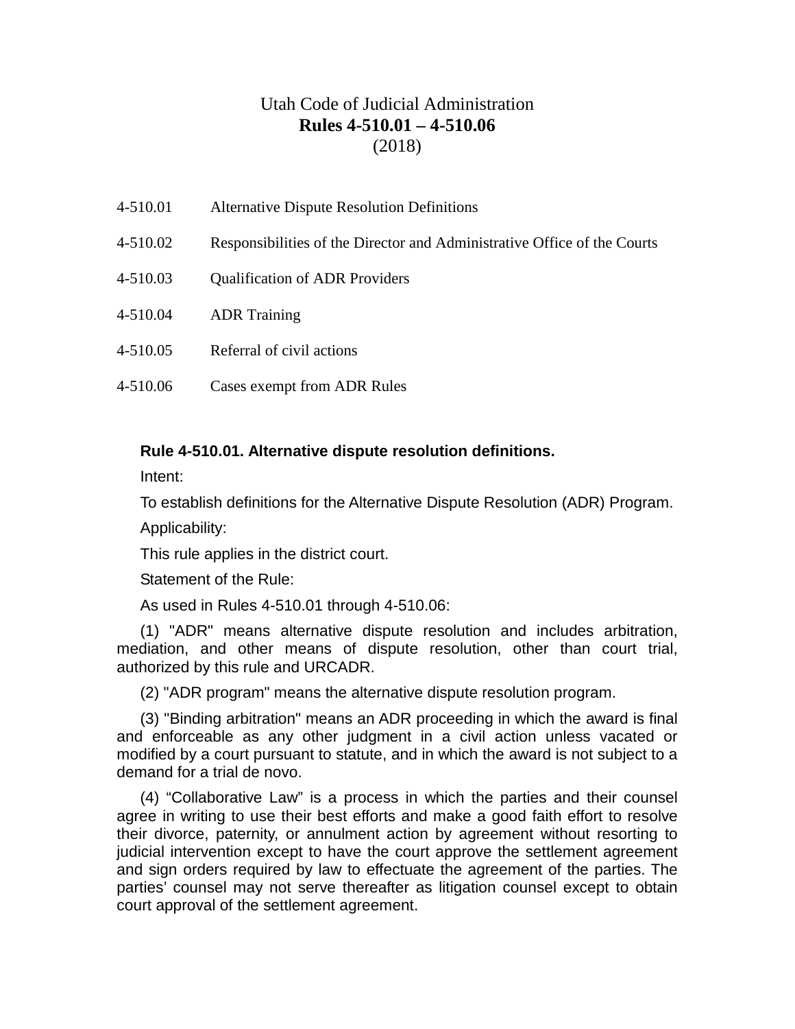# Utah Code of Judicial Administration
## **Rules 4-510.01 – 4-510.06**
(2018)

| | |
|---|---|
| 4-510.01 | Alternative Dispute Resolution Definitions |
| 4-510.02 | Responsibilities of the Director and Administrative Office of the Courts |
| 4-510.03 | Qualification of ADR Providers |
| 4-510.04 | ADR Training |
| 4-510.05 | Referral of civil actions |
| 4-510.06 | Cases exempt from ADR Rules |

### **Rule 4-510.01. Alternative dispute resolution definitions.**

Intent:

To establish definitions for the Alternative Dispute Resolution (ADR) Program.

Applicability:

This rule applies in the district court.

Statement of the Rule:

As used in Rules 4-510.01 through 4-510.06:

(1) "ADR" means alternative dispute resolution and includes arbitration, mediation, and other means of dispute resolution, other than court trial, authorized by this rule and URCADR.

(2) "ADR program" means the alternative dispute resolution program.

(3) "Binding arbitration" means an ADR proceeding in which the award is final and enforceable as any other judgment in a civil action unless vacated or modified by a court pursuant to statute, and in which the award is not subject to a demand for a trial de novo.

(4) “Collaborative Law” is a process in which the parties and their counsel agree in writing to use their best efforts and make a good faith effort to resolve their divorce, paternity, or annulment action by agreement without resorting to judicial intervention except to have the court approve the settlement agreement and sign orders required by law to effectuate the agreement of the parties. The parties’ counsel may not serve thereafter as litigation counsel except to obtain court approval of the settlement agreement.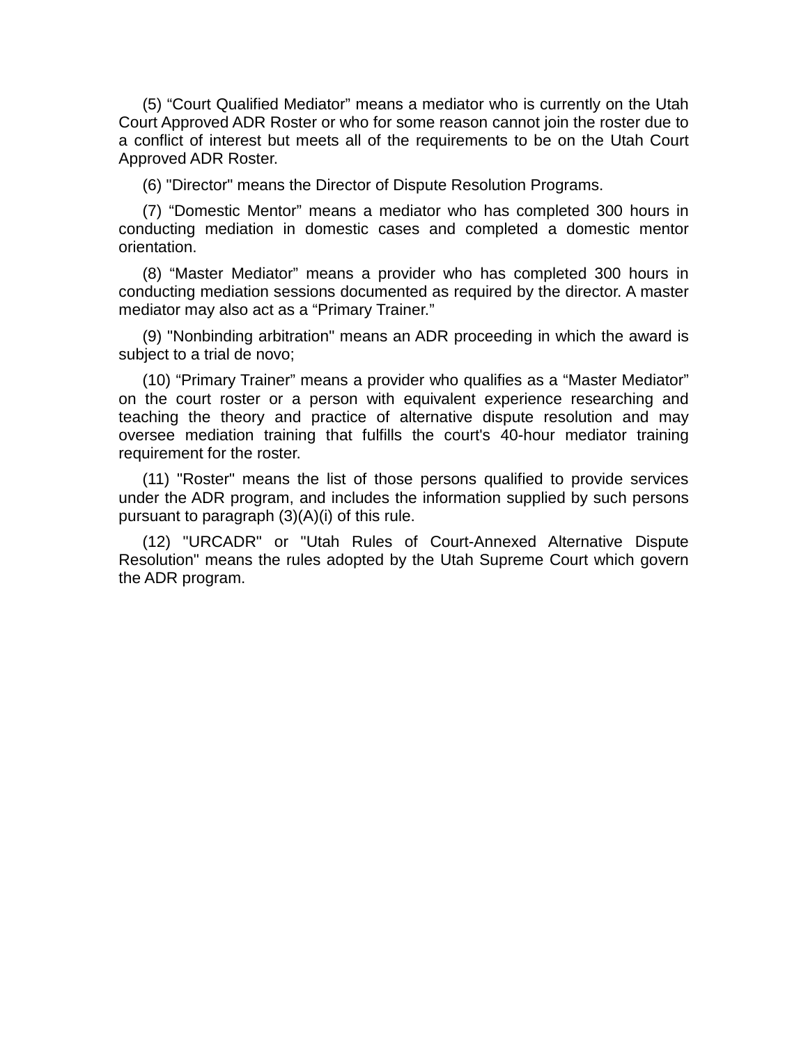(5) “Court Qualified Mediator” means a mediator who is currently on the Utah Court Approved ADR Roster or who for some reason cannot join the roster due to a conflict of interest but meets all of the requirements to be on the Utah Court Approved ADR Roster.

(6) "Director" means the Director of Dispute Resolution Programs.

(7) “Domestic Mentor” means a mediator who has completed 300 hours in conducting mediation in domestic cases and completed a domestic mentor orientation.

(8) “Master Mediator” means a provider who has completed 300 hours in conducting mediation sessions documented as required by the director. A master mediator may also act as a “Primary Trainer.”

(9) "Nonbinding arbitration" means an ADR proceeding in which the award is subject to a trial de novo;

(10) “Primary Trainer” means a provider who qualifies as a “Master Mediator” on the court roster or a person with equivalent experience researching and teaching the theory and practice of alternative dispute resolution and may oversee mediation training that fulfills the court's 40-hour mediator training requirement for the roster.

(11) "Roster" means the list of those persons qualified to provide services under the ADR program, and includes the information supplied by such persons pursuant to paragraph (3)(A)(i) of this rule.

(12) "URCADR" or "Utah Rules of Court-Annexed Alternative Dispute Resolution" means the rules adopted by the Utah Supreme Court which govern the ADR program.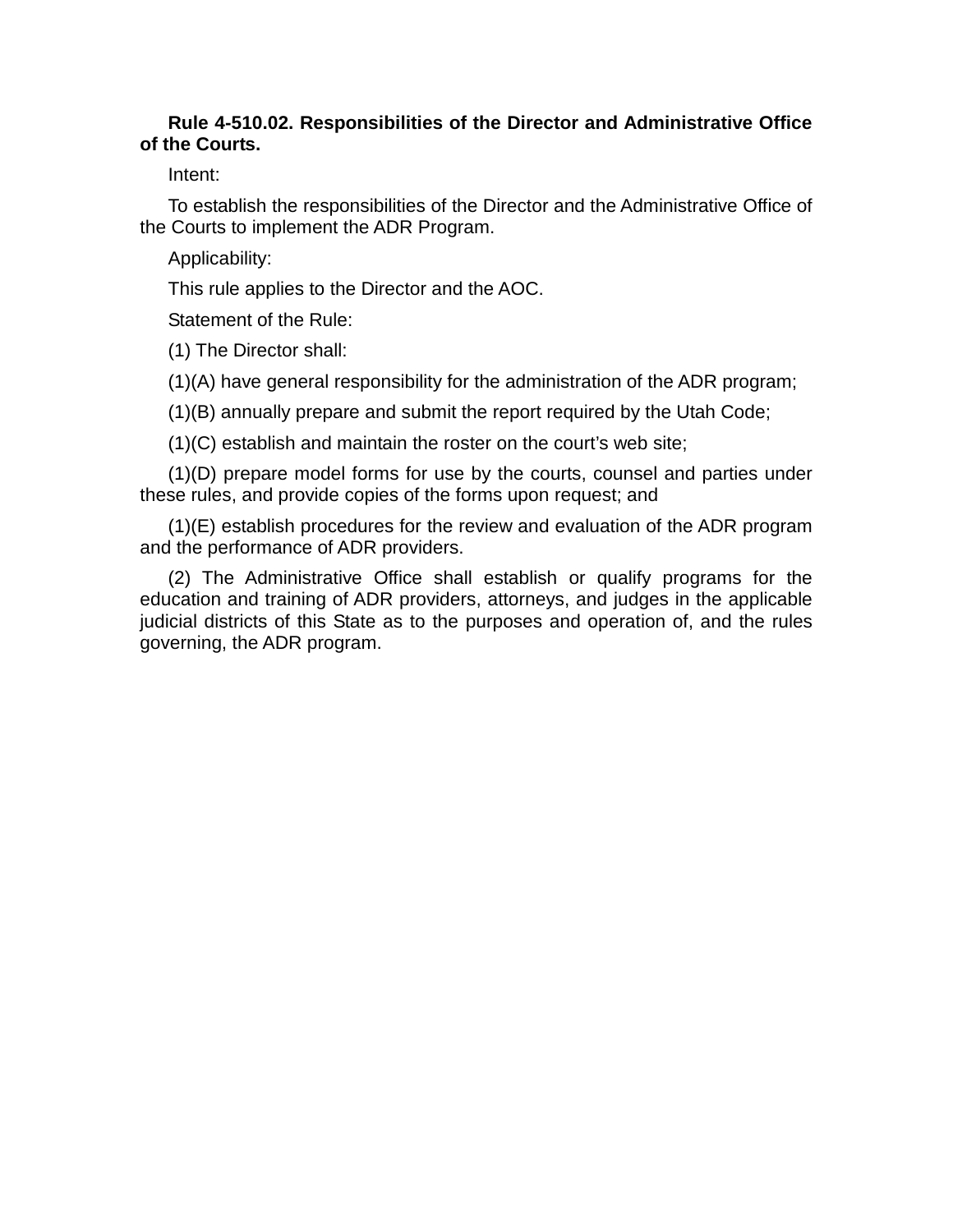**Rule 4-510.02. Responsibilities of the Director and Administrative Office of the Courts.**

Intent:

To establish the responsibilities of the Director and the Administrative Office of the Courts to implement the ADR Program.

Applicability:

This rule applies to the Director and the AOC.

Statement of the Rule:

(1) The Director shall:

(1)(A) have general responsibility for the administration of the ADR program;

(1)(B) annually prepare and submit the report required by the Utah Code;

(1)(C) establish and maintain the roster on the court's web site;

(1)(D) prepare model forms for use by the courts, counsel and parties under these rules, and provide copies of the forms upon request; and

(1)(E) establish procedures for the review and evaluation of the ADR program and the performance of ADR providers.

(2) The Administrative Office shall establish or qualify programs for the education and training of ADR providers, attorneys, and judges in the applicable judicial districts of this State as to the purposes and operation of, and the rules governing, the ADR program.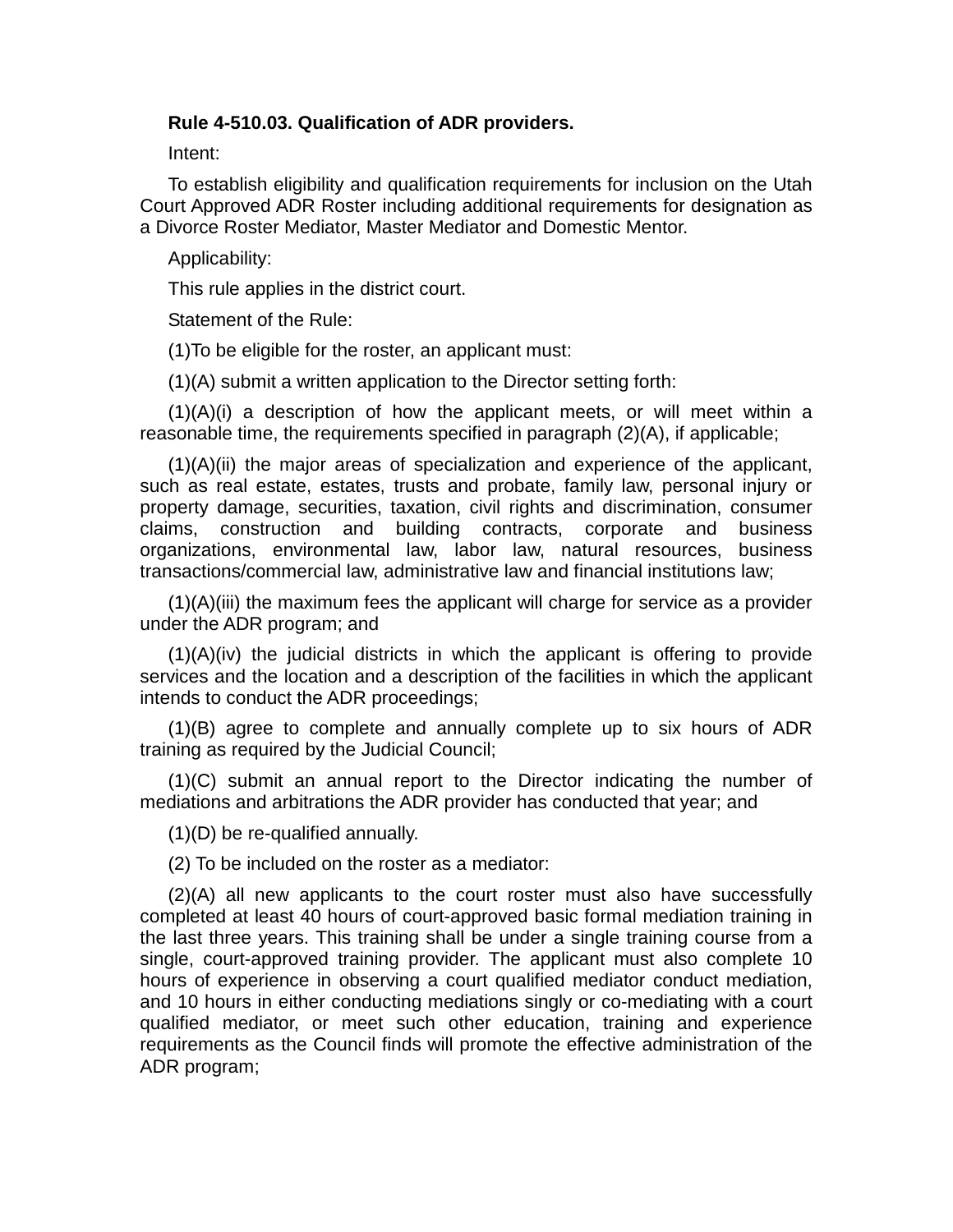**Rule 4-510.03. Qualification of ADR providers.**

Intent:

To establish eligibility and qualification requirements for inclusion on the Utah Court Approved ADR Roster including additional requirements for designation as a Divorce Roster Mediator, Master Mediator and Domestic Mentor.

Applicability:

This rule applies in the district court.

Statement of the Rule:

(1)To be eligible for the roster, an applicant must:

(1)(A) submit a written application to the Director setting forth:

(1)(A)(i) a description of how the applicant meets, or will meet within a reasonable time, the requirements specified in paragraph (2)(A), if applicable;

(1)(A)(ii) the major areas of specialization and experience of the applicant, such as real estate, estates, trusts and probate, family law, personal injury or property damage, securities, taxation, civil rights and discrimination, consumer claims, construction and building contracts, corporate and business organizations, environmental law, labor law, natural resources, business transactions/commercial law, administrative law and financial institutions law;

(1)(A)(iii) the maximum fees the applicant will charge for service as a provider under the ADR program; and

(1)(A)(iv) the judicial districts in which the applicant is offering to provide services and the location and a description of the facilities in which the applicant intends to conduct the ADR proceedings;

(1)(B) agree to complete and annually complete up to six hours of ADR training as required by the Judicial Council;

(1)(C) submit an annual report to the Director indicating the number of mediations and arbitrations the ADR provider has conducted that year; and

(1)(D) be re-qualified annually.

(2) To be included on the roster as a mediator:

(2)(A) all new applicants to the court roster must also have successfully completed at least 40 hours of court-approved basic formal mediation training in the last three years. This training shall be under a single training course from a single, court-approved training provider. The applicant must also complete 10 hours of experience in observing a court qualified mediator conduct mediation, and 10 hours in either conducting mediations singly or co-mediating with a court qualified mediator, or meet such other education, training and experience requirements as the Council finds will promote the effective administration of the ADR program;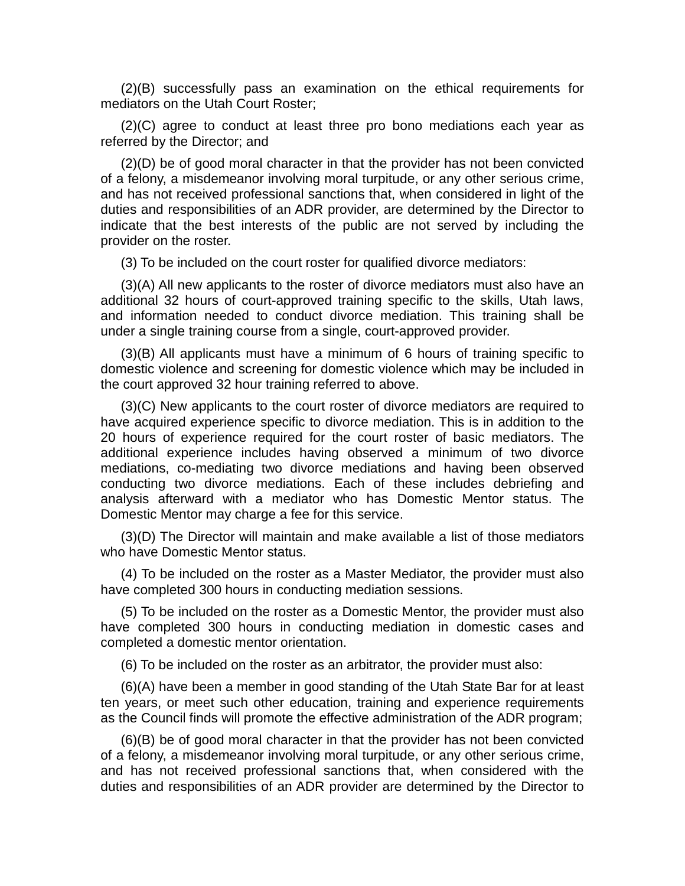(2)(B) successfully pass an examination on the ethical requirements for mediators on the Utah Court Roster;

(2)(C) agree to conduct at least three pro bono mediations each year as referred by the Director; and

(2)(D) be of good moral character in that the provider has not been convicted of a felony, a misdemeanor involving moral turpitude, or any other serious crime, and has not received professional sanctions that, when considered in light of the duties and responsibilities of an ADR provider, are determined by the Director to indicate that the best interests of the public are not served by including the provider on the roster.

(3) To be included on the court roster for qualified divorce mediators:

(3)(A) All new applicants to the roster of divorce mediators must also have an additional 32 hours of court-approved training specific to the skills, Utah laws, and information needed to conduct divorce mediation. This training shall be under a single training course from a single, court-approved provider.

(3)(B) All applicants must have a minimum of 6 hours of training specific to domestic violence and screening for domestic violence which may be included in the court approved 32 hour training referred to above.

(3)(C) New applicants to the court roster of divorce mediators are required to have acquired experience specific to divorce mediation. This is in addition to the 20 hours of experience required for the court roster of basic mediators. The additional experience includes having observed a minimum of two divorce mediations, co-mediating two divorce mediations and having been observed conducting two divorce mediations. Each of these includes debriefing and analysis afterward with a mediator who has Domestic Mentor status. The Domestic Mentor may charge a fee for this service.

(3)(D) The Director will maintain and make available a list of those mediators who have Domestic Mentor status.

(4) To be included on the roster as a Master Mediator, the provider must also have completed 300 hours in conducting mediation sessions.

(5) To be included on the roster as a Domestic Mentor, the provider must also have completed 300 hours in conducting mediation in domestic cases and completed a domestic mentor orientation.

(6) To be included on the roster as an arbitrator, the provider must also:

(6)(A) have been a member in good standing of the Utah State Bar for at least ten years, or meet such other education, training and experience requirements as the Council finds will promote the effective administration of the ADR program;

(6)(B) be of good moral character in that the provider has not been convicted of a felony, a misdemeanor involving moral turpitude, or any other serious crime, and has not received professional sanctions that, when considered with the duties and responsibilities of an ADR provider are determined by the Director to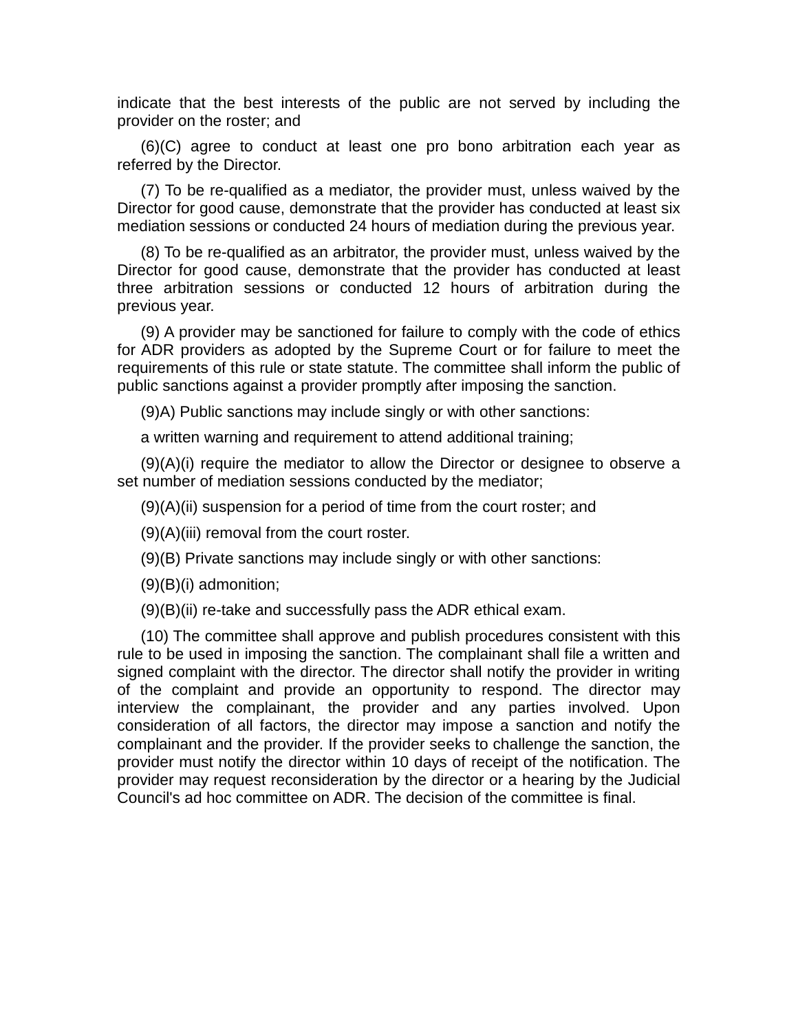indicate that the best interests of the public are not served by including the provider on the roster; and

(6)(C) agree to conduct at least one pro bono arbitration each year as referred by the Director.

(7) To be re-qualified as a mediator, the provider must, unless waived by the Director for good cause, demonstrate that the provider has conducted at least six mediation sessions or conducted 24 hours of mediation during the previous year.

(8) To be re-qualified as an arbitrator, the provider must, unless waived by the Director for good cause, demonstrate that the provider has conducted at least three arbitration sessions or conducted 12 hours of arbitration during the previous year.

(9) A provider may be sanctioned for failure to comply with the code of ethics for ADR providers as adopted by the Supreme Court or for failure to meet the requirements of this rule or state statute. The committee shall inform the public of public sanctions against a provider promptly after imposing the sanction.

(9)A) Public sanctions may include singly or with other sanctions:

a written warning and requirement to attend additional training;

(9)(A)(i) require the mediator to allow the Director or designee to observe a set number of mediation sessions conducted by the mediator;

(9)(A)(ii) suspension for a period of time from the court roster; and

(9)(A)(iii) removal from the court roster.

(9)(B) Private sanctions may include singly or with other sanctions:

(9)(B)(i) admonition;

(9)(B)(ii) re-take and successfully pass the ADR ethical exam.

(10) The committee shall approve and publish procedures consistent with this rule to be used in imposing the sanction. The complainant shall file a written and signed complaint with the director. The director shall notify the provider in writing of the complaint and provide an opportunity to respond. The director may interview the complainant, the provider and any parties involved. Upon consideration of all factors, the director may impose a sanction and notify the complainant and the provider. If the provider seeks to challenge the sanction, the provider must notify the director within 10 days of receipt of the notification. The provider may request reconsideration by the director or a hearing by the Judicial Council's ad hoc committee on ADR. The decision of the committee is final.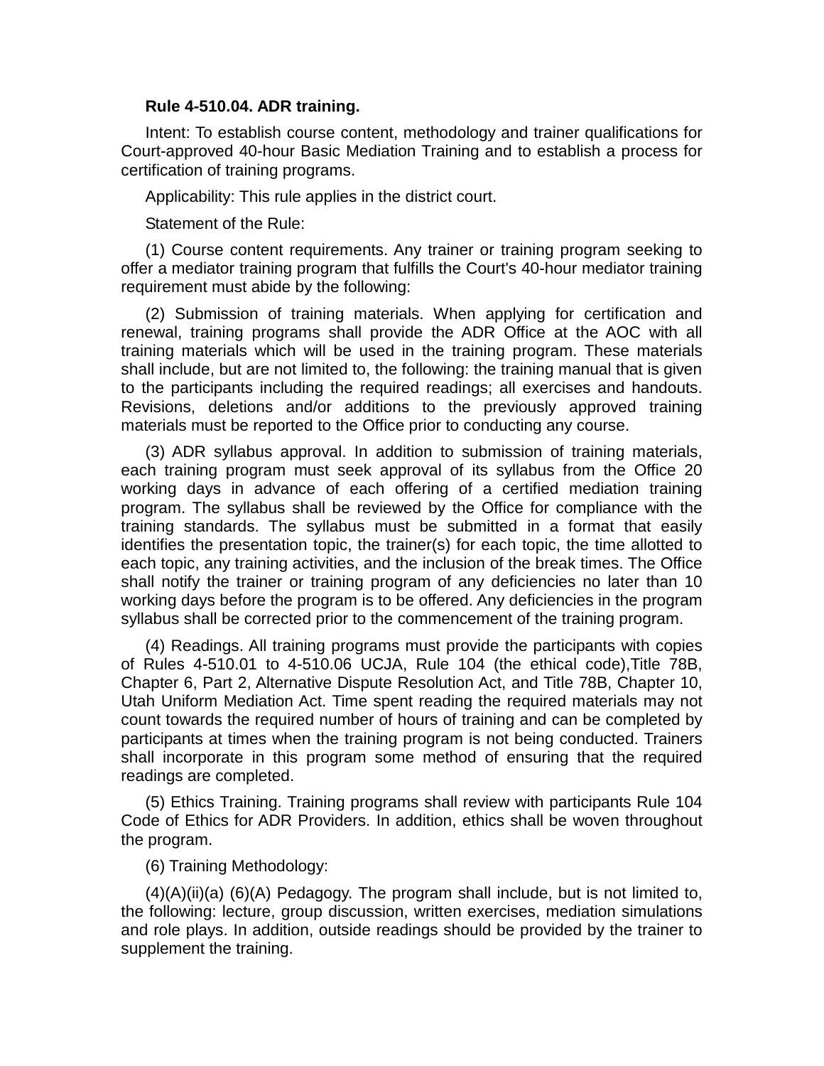**Rule 4-510.04. ADR training.**

Intent: To establish course content, methodology and trainer qualifications for Court-approved 40-hour Basic Mediation Training and to establish a process for certification of training programs.

Applicability: This rule applies in the district court.

Statement of the Rule:

(1) Course content requirements. Any trainer or training program seeking to offer a mediator training program that fulfills the Court's 40-hour mediator training requirement must abide by the following:

(2) Submission of training materials. When applying for certification and renewal, training programs shall provide the ADR Office at the AOC with all training materials which will be used in the training program. These materials shall include, but are not limited to, the following: the training manual that is given to the participants including the required readings; all exercises and handouts. Revisions, deletions and/or additions to the previously approved training materials must be reported to the Office prior to conducting any course.

(3) ADR syllabus approval. In addition to submission of training materials, each training program must seek approval of its syllabus from the Office 20 working days in advance of each offering of a certified mediation training program. The syllabus shall be reviewed by the Office for compliance with the training standards. The syllabus must be submitted in a format that easily identifies the presentation topic, the trainer(s) for each topic, the time allotted to each topic, any training activities, and the inclusion of the break times. The Office shall notify the trainer or training program of any deficiencies no later than 10 working days before the program is to be offered. Any deficiencies in the program syllabus shall be corrected prior to the commencement of the training program.

(4) Readings. All training programs must provide the participants with copies of Rules 4-510.01 to 4-510.06 UCJA, Rule 104 (the ethical code),Title 78B, Chapter 6, Part 2, Alternative Dispute Resolution Act, and Title 78B, Chapter 10, Utah Uniform Mediation Act. Time spent reading the required materials may not count towards the required number of hours of training and can be completed by participants at times when the training program is not being conducted. Trainers shall incorporate in this program some method of ensuring that the required readings are completed.

(5) Ethics Training. Training programs shall review with participants Rule 104 Code of Ethics for ADR Providers. In addition, ethics shall be woven throughout the program.

(6) Training Methodology:

(4)(A)(ii)(a) (6)(A) Pedagogy. The program shall include, but is not limited to, the following: lecture, group discussion, written exercises, mediation simulations and role plays. In addition, outside readings should be provided by the trainer to supplement the training.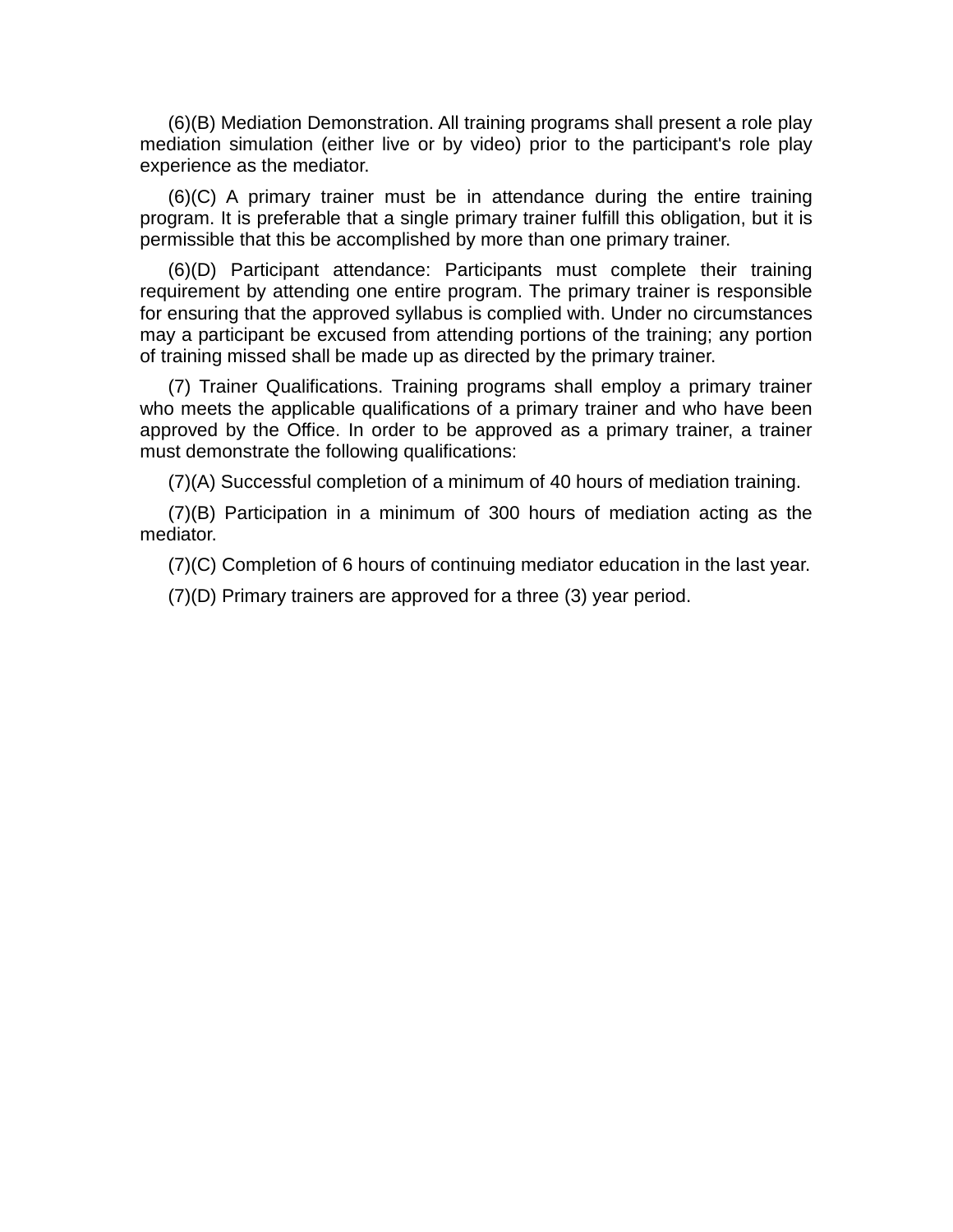(6)(B) Mediation Demonstration. All training programs shall present a role play mediation simulation (either live or by video) prior to the participant's role play experience as the mediator.

(6)(C) A primary trainer must be in attendance during the entire training program. It is preferable that a single primary trainer fulfill this obligation, but it is permissible that this be accomplished by more than one primary trainer.

(6)(D) Participant attendance: Participants must complete their training requirement by attending one entire program. The primary trainer is responsible for ensuring that the approved syllabus is complied with. Under no circumstances may a participant be excused from attending portions of the training; any portion of training missed shall be made up as directed by the primary trainer.

(7) Trainer Qualifications. Training programs shall employ a primary trainer who meets the applicable qualifications of a primary trainer and who have been approved by the Office. In order to be approved as a primary trainer, a trainer must demonstrate the following qualifications:

(7)(A) Successful completion of a minimum of 40 hours of mediation training.

(7)(B) Participation in a minimum of 300 hours of mediation acting as the mediator.

(7)(C) Completion of 6 hours of continuing mediator education in the last year.

(7)(D) Primary trainers are approved for a three (3) year period.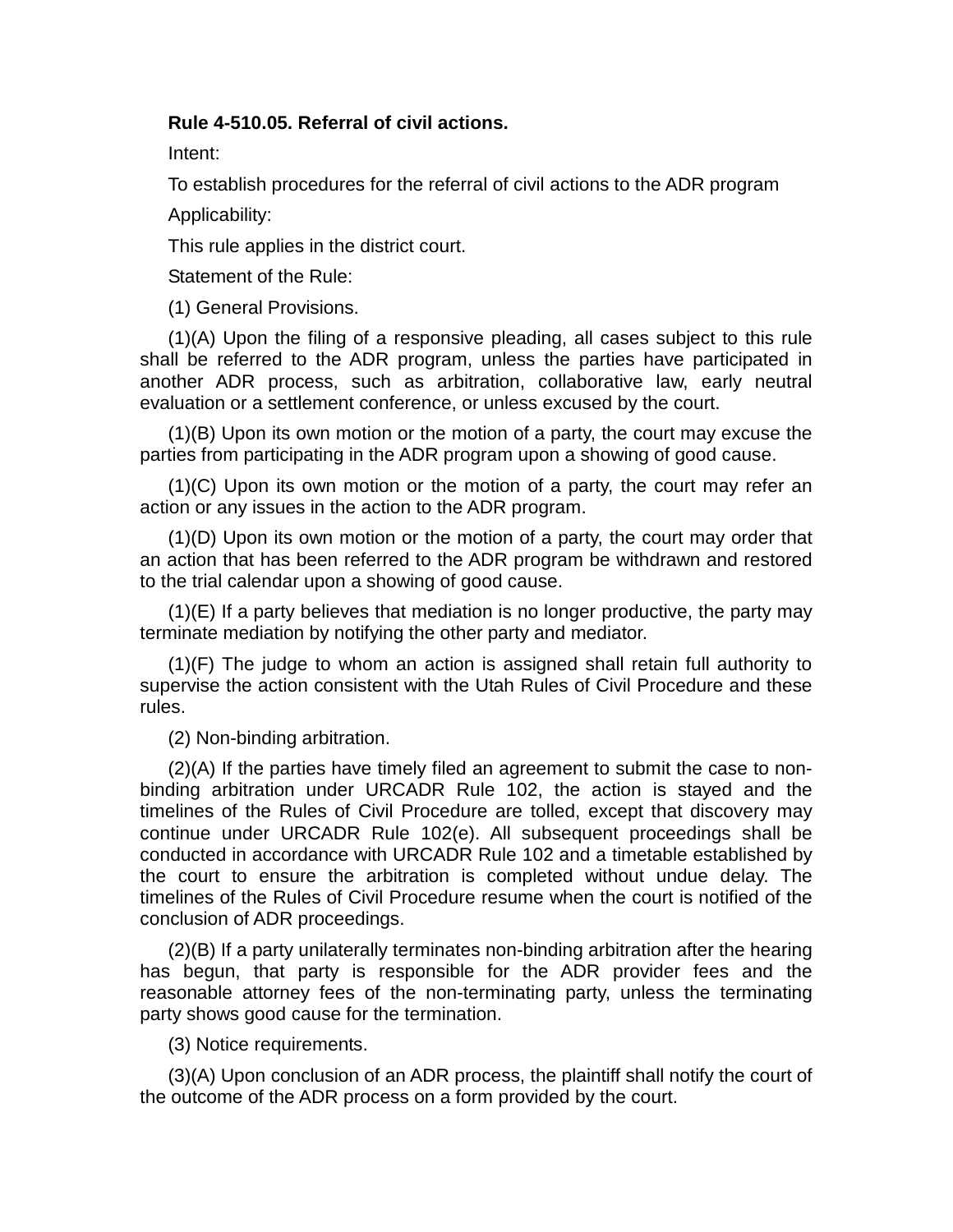**Rule 4-510.05. Referral of civil actions.**

Intent:

To establish procedures for the referral of civil actions to the ADR program

Applicability:

This rule applies in the district court.

Statement of the Rule:

(1) General Provisions.

(1)(A) Upon the filing of a responsive pleading, all cases subject to this rule shall be referred to the ADR program, unless the parties have participated in another ADR process, such as arbitration, collaborative law, early neutral evaluation or a settlement conference, or unless excused by the court.

(1)(B) Upon its own motion or the motion of a party, the court may excuse the parties from participating in the ADR program upon a showing of good cause.

(1)(C) Upon its own motion or the motion of a party, the court may refer an action or any issues in the action to the ADR program.

(1)(D) Upon its own motion or the motion of a party, the court may order that an action that has been referred to the ADR program be withdrawn and restored to the trial calendar upon a showing of good cause.

(1)(E) If a party believes that mediation is no longer productive, the party may terminate mediation by notifying the other party and mediator.

(1)(F) The judge to whom an action is assigned shall retain full authority to supervise the action consistent with the Utah Rules of Civil Procedure and these rules.

(2) Non-binding arbitration.

(2)(A) If the parties have timely filed an agreement to submit the case to non-binding arbitration under URCADR Rule 102, the action is stayed and the timelines of the Rules of Civil Procedure are tolled, except that discovery may continue under URCADR Rule 102(e). All subsequent proceedings shall be conducted in accordance with URCADR Rule 102 and a timetable established by the court to ensure the arbitration is completed without undue delay. The timelines of the Rules of Civil Procedure resume when the court is notified of the conclusion of ADR proceedings.

(2)(B) If a party unilaterally terminates non-binding arbitration after the hearing has begun, that party is responsible for the ADR provider fees and the reasonable attorney fees of the non-terminating party, unless the terminating party shows good cause for the termination.

(3) Notice requirements.

(3)(A) Upon conclusion of an ADR process, the plaintiff shall notify the court of the outcome of the ADR process on a form provided by the court.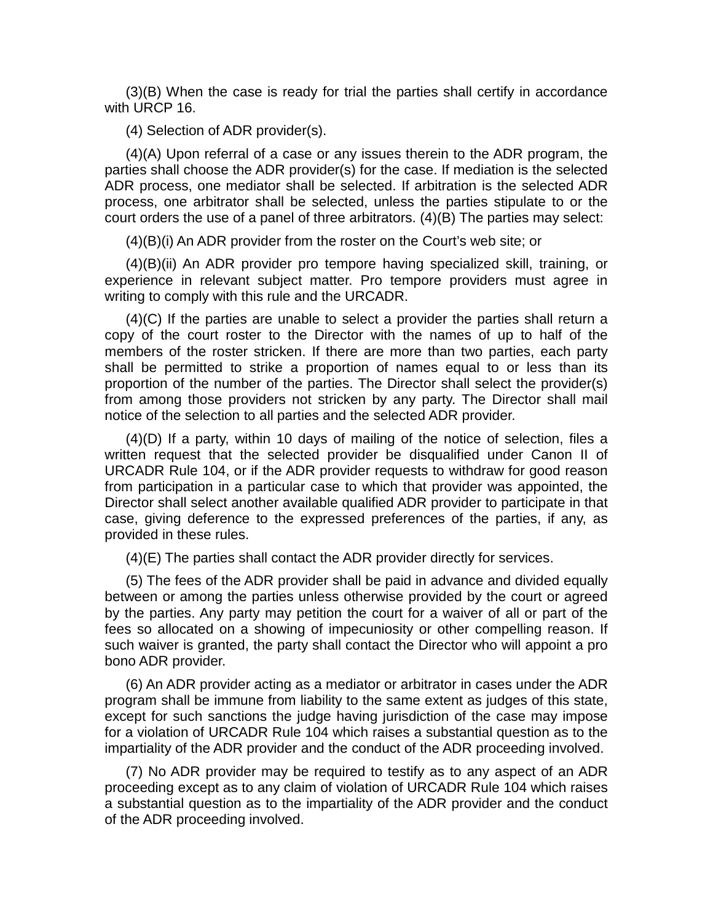(3)(B) When the case is ready for trial the parties shall certify in accordance with URCP 16.

(4) Selection of ADR provider(s).

(4)(A) Upon referral of a case or any issues therein to the ADR program, the parties shall choose the ADR provider(s) for the case. If mediation is the selected ADR process, one mediator shall be selected. If arbitration is the selected ADR process, one arbitrator shall be selected, unless the parties stipulate to or the court orders the use of a panel of three arbitrators. (4)(B) The parties may select:

(4)(B)(i) An ADR provider from the roster on the Court's web site; or

(4)(B)(ii) An ADR provider pro tempore having specialized skill, training, or experience in relevant subject matter. Pro tempore providers must agree in writing to comply with this rule and the URCADR.

(4)(C) If the parties are unable to select a provider the parties shall return a copy of the court roster to the Director with the names of up to half of the members of the roster stricken. If there are more than two parties, each party shall be permitted to strike a proportion of names equal to or less than its proportion of the number of the parties. The Director shall select the provider(s) from among those providers not stricken by any party. The Director shall mail notice of the selection to all parties and the selected ADR provider.

(4)(D) If a party, within 10 days of mailing of the notice of selection, files a written request that the selected provider be disqualified under Canon II of URCADR Rule 104, or if the ADR provider requests to withdraw for good reason from participation in a particular case to which that provider was appointed, the Director shall select another available qualified ADR provider to participate in that case, giving deference to the expressed preferences of the parties, if any, as provided in these rules.

(4)(E) The parties shall contact the ADR provider directly for services.

(5) The fees of the ADR provider shall be paid in advance and divided equally between or among the parties unless otherwise provided by the court or agreed by the parties. Any party may petition the court for a waiver of all or part of the fees so allocated on a showing of impecuniosity or other compelling reason. If such waiver is granted, the party shall contact the Director who will appoint a pro bono ADR provider.

(6) An ADR provider acting as a mediator or arbitrator in cases under the ADR program shall be immune from liability to the same extent as judges of this state, except for such sanctions the judge having jurisdiction of the case may impose for a violation of URCADR Rule 104 which raises a substantial question as to the impartiality of the ADR provider and the conduct of the ADR proceeding involved.

(7) No ADR provider may be required to testify as to any aspect of an ADR proceeding except as to any claim of violation of URCADR Rule 104 which raises a substantial question as to the impartiality of the ADR provider and the conduct of the ADR proceeding involved.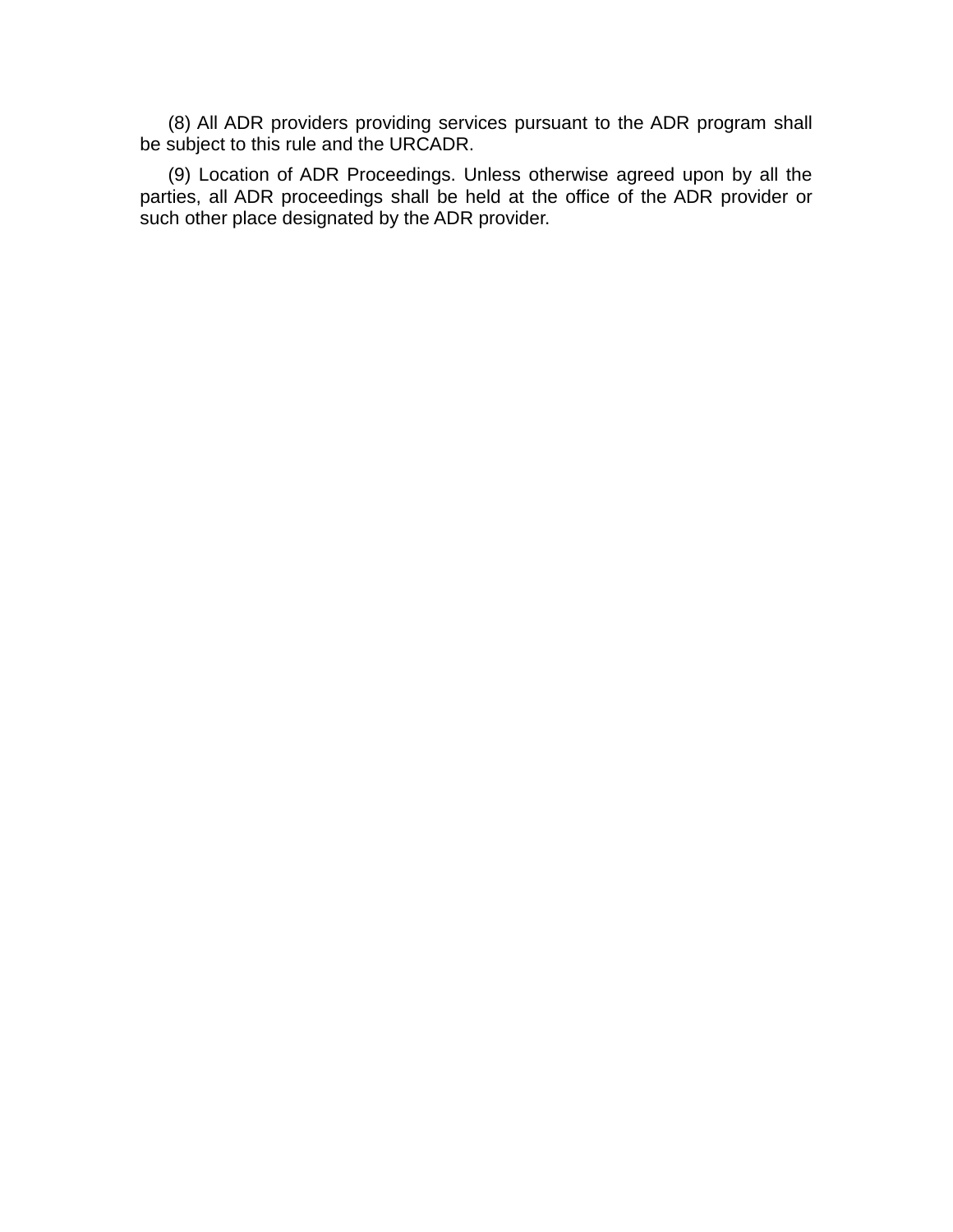(8) All ADR providers providing services pursuant to the ADR program shall be subject to this rule and the URCADR.

(9) Location of ADR Proceedings. Unless otherwise agreed upon by all the parties, all ADR proceedings shall be held at the office of the ADR provider or such other place designated by the ADR provider.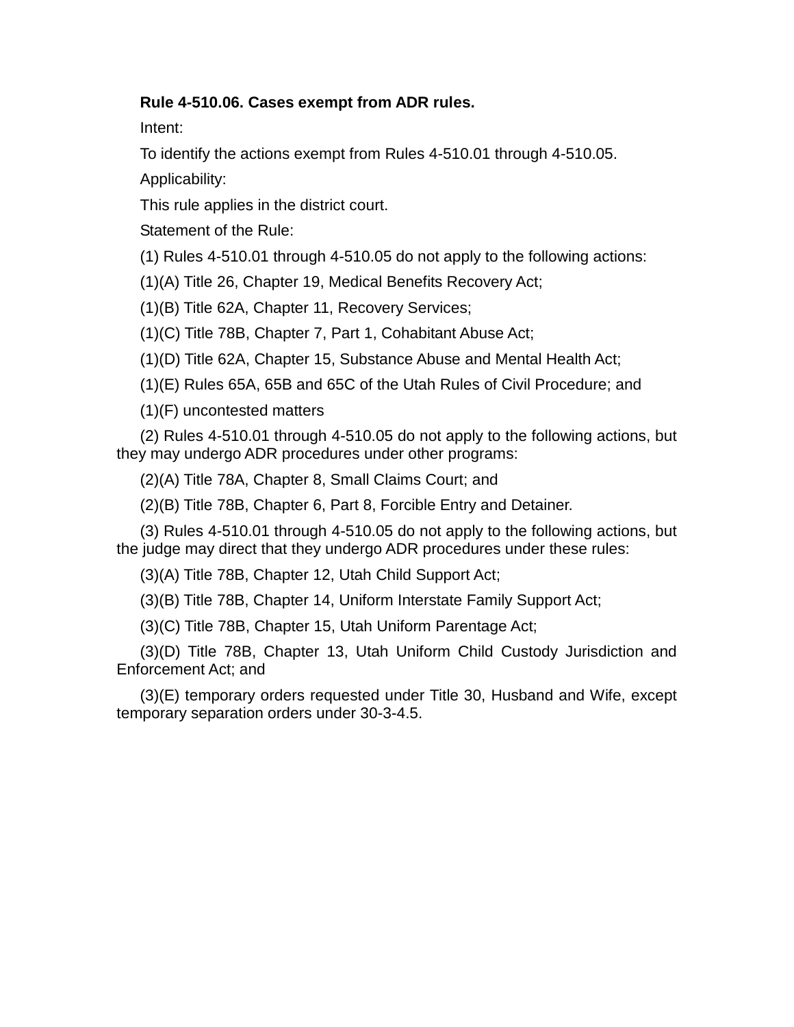**Rule 4-510.06. Cases exempt from ADR rules.**

Intent:

To identify the actions exempt from Rules 4-510.01 through 4-510.05.

Applicability:

This rule applies in the district court.

Statement of the Rule:

(1) Rules 4-510.01 through 4-510.05 do not apply to the following actions:

(1)(A) Title 26, Chapter 19, Medical Benefits Recovery Act;

(1)(B) Title 62A, Chapter 11, Recovery Services;

(1)(C) Title 78B, Chapter 7, Part 1, Cohabitant Abuse Act;

(1)(D) Title 62A, Chapter 15, Substance Abuse and Mental Health Act;

(1)(E) Rules 65A, 65B and 65C of the Utah Rules of Civil Procedure; and

(1)(F) uncontested matters

(2) Rules 4-510.01 through 4-510.05 do not apply to the following actions, but they may undergo ADR procedures under other programs:

(2)(A) Title 78A, Chapter 8, Small Claims Court; and

(2)(B) Title 78B, Chapter 6, Part 8, Forcible Entry and Detainer.

(3) Rules 4-510.01 through 4-510.05 do not apply to the following actions, but the judge may direct that they undergo ADR procedures under these rules:

(3)(A) Title 78B, Chapter 12, Utah Child Support Act;

(3)(B) Title 78B, Chapter 14, Uniform Interstate Family Support Act;

(3)(C) Title 78B, Chapter 15, Utah Uniform Parentage Act;

(3)(D) Title 78B, Chapter 13, Utah Uniform Child Custody Jurisdiction and Enforcement Act; and

(3)(E) temporary orders requested under Title 30, Husband and Wife, except temporary separation orders under 30-3-4.5.